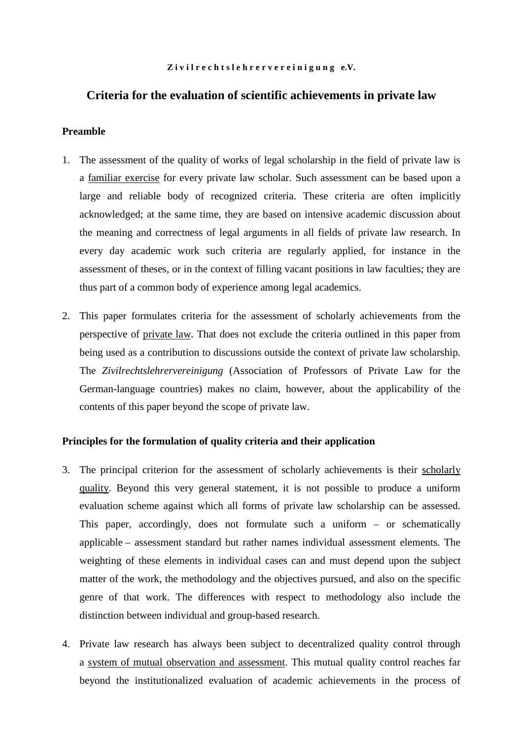**Zivilrechtslehrervereinigung e.V.**

# Criteria for the evaluation of scientific achievements in private law

## Preamble

1. The assessment of the quality of works of legal scholarship in the field of private law is a <u>familiar exercise</u> for every private law scholar. Such assessment can be based upon a large and reliable body of recognized criteria. These criteria are often implicitly acknowledged; at the same time, they are based on intensive academic discussion about the meaning and correctness of legal arguments in all fields of private law research. In every day academic work such criteria are regularly applied, for instance in the assessment of theses, or in the context of filling vacant positions in law faculties; they are thus part of a common body of experience among legal academics.

2. This paper formulates criteria for the assessment of scholarly achievements from the perspective of <u>private law</u>. That does not exclude the criteria outlined in this paper from being used as a contribution to discussions outside the context of private law scholarship. The *Zivilrechtslehrervereinigung* (Association of Professors of Private Law for the German-language countries) makes no claim, however, about the applicability of the contents of this paper beyond the scope of private law.

## Principles for the formulation of quality criteria and their application

3. The principal criterion for the assessment of scholarly achievements is their <u>scholarly quality</u>. Beyond this very general statement, it is not possible to produce a uniform evaluation scheme against which all forms of private law scholarship can be assessed. This paper, accordingly, does not formulate such a uniform – or schematically applicable – assessment standard but rather names individual assessment elements. The weighting of these elements in individual cases can and must depend upon the subject matter of the work, the methodology and the objectives pursued, and also on the specific genre of that work. The differences with respect to methodology also include the distinction between individual and group-based research.

4. Private law research has always been subject to decentralized quality control through a <u>system of mutual observation and assessment</u>. This mutual quality control reaches far beyond the institutionalized evaluation of academic achievements in the process of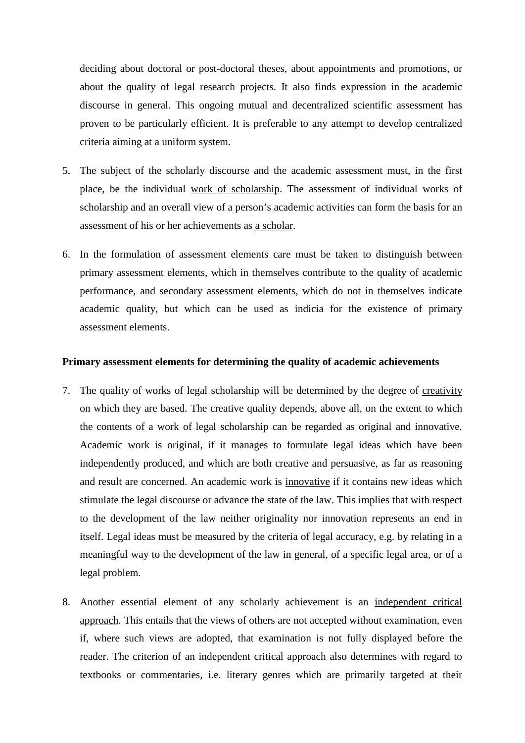deciding about doctoral or post-doctoral theses, about appointments and promotions, or about the quality of legal research projects. It also finds expression in the academic discourse in general. This ongoing mutual and decentralized scientific assessment has proven to be particularly efficient. It is preferable to any attempt to develop centralized criteria aiming at a uniform system.

5. The subject of the scholarly discourse and the academic assessment must, in the first place, be the individual work of scholarship. The assessment of individual works of scholarship and an overall view of a person's academic activities can form the basis for an assessment of his or her achievements as a scholar.

6. In the formulation of assessment elements care must be taken to distinguish between primary assessment elements, which in themselves contribute to the quality of academic performance, and secondary assessment elements, which do not in themselves indicate academic quality, but which can be used as indicia for the existence of primary assessment elements.

**Primary assessment elements for determining the quality of academic achievements**

7. The quality of works of legal scholarship will be determined by the degree of creativity on which they are based. The creative quality depends, above all, on the extent to which the contents of a work of legal scholarship can be regarded as original and innovative. Academic work is original, if it manages to formulate legal ideas which have been independently produced, and which are both creative and persuasive, as far as reasoning and result are concerned. An academic work is innovative if it contains new ideas which stimulate the legal discourse or advance the state of the law. This implies that with respect to the development of the law neither originality nor innovation represents an end in itself. Legal ideas must be measured by the criteria of legal accuracy, e.g. by relating in a meaningful way to the development of the law in general, of a specific legal area, or of a legal problem.

8. Another essential element of any scholarly achievement is an independent critical approach. This entails that the views of others are not accepted without examination, even if, where such views are adopted, that examination is not fully displayed before the reader. The criterion of an independent critical approach also determines with regard to textbooks or commentaries, i.e. literary genres which are primarily targeted at their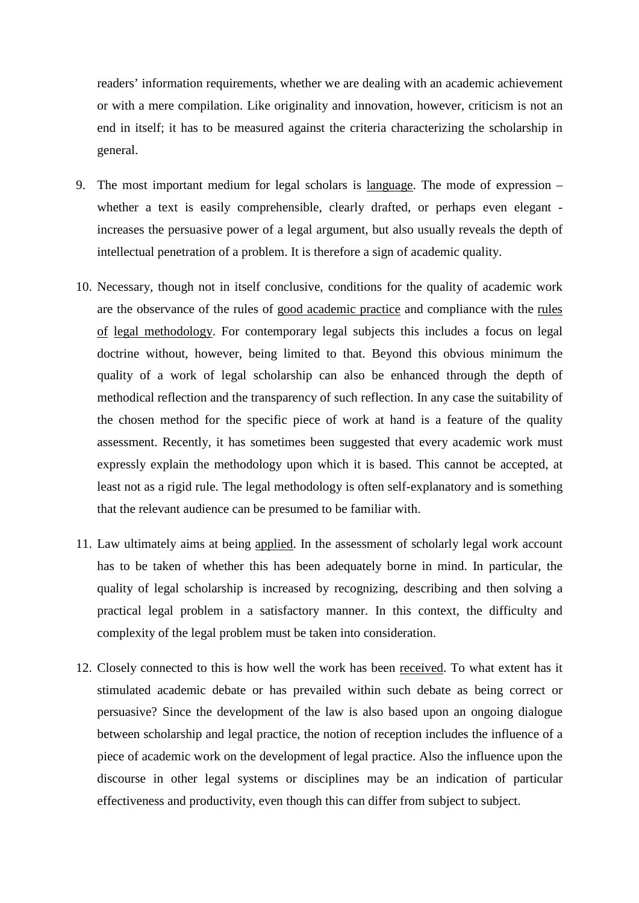readers' information requirements, whether we are dealing with an academic achievement or with a mere compilation. Like originality and innovation, however, criticism is not an end in itself; it has to be measured against the criteria characterizing the scholarship in general.

9. The most important medium for legal scholars is <u>language</u>. The mode of expression – whether a text is easily comprehensible, clearly drafted, or perhaps even elegant - increases the persuasive power of a legal argument, but also usually reveals the depth of intellectual penetration of a problem. It is therefore a sign of academic quality.

10. Necessary, though not in itself conclusive, conditions for the quality of academic work are the observance of the rules of <u>good academic practice</u> and compliance with the <u>rules of legal methodology</u>. For contemporary legal subjects this includes a focus on legal doctrine without, however, being limited to that. Beyond this obvious minimum the quality of a work of legal scholarship can also be enhanced through the depth of methodical reflection and the transparency of such reflection. In any case the suitability of the chosen method for the specific piece of work at hand is a feature of the quality assessment. Recently, it has sometimes been suggested that every academic work must expressly explain the methodology upon which it is based. This cannot be accepted, at least not as a rigid rule. The legal methodology is often self-explanatory and is something that the relevant audience can be presumed to be familiar with.

11. Law ultimately aims at being <u>applied</u>. In the assessment of scholarly legal work account has to be taken of whether this has been adequately borne in mind. In particular, the quality of legal scholarship is increased by recognizing, describing and then solving a practical legal problem in a satisfactory manner. In this context, the difficulty and complexity of the legal problem must be taken into consideration.

12. Closely connected to this is how well the work has been <u>received</u>. To what extent has it stimulated academic debate or has prevailed within such debate as being correct or persuasive? Since the development of the law is also based upon an ongoing dialogue between scholarship and legal practice, the notion of reception includes the influence of a piece of academic work on the development of legal practice. Also the influence upon the discourse in other legal systems or disciplines may be an indication of particular effectiveness and productivity, even though this can differ from subject to subject.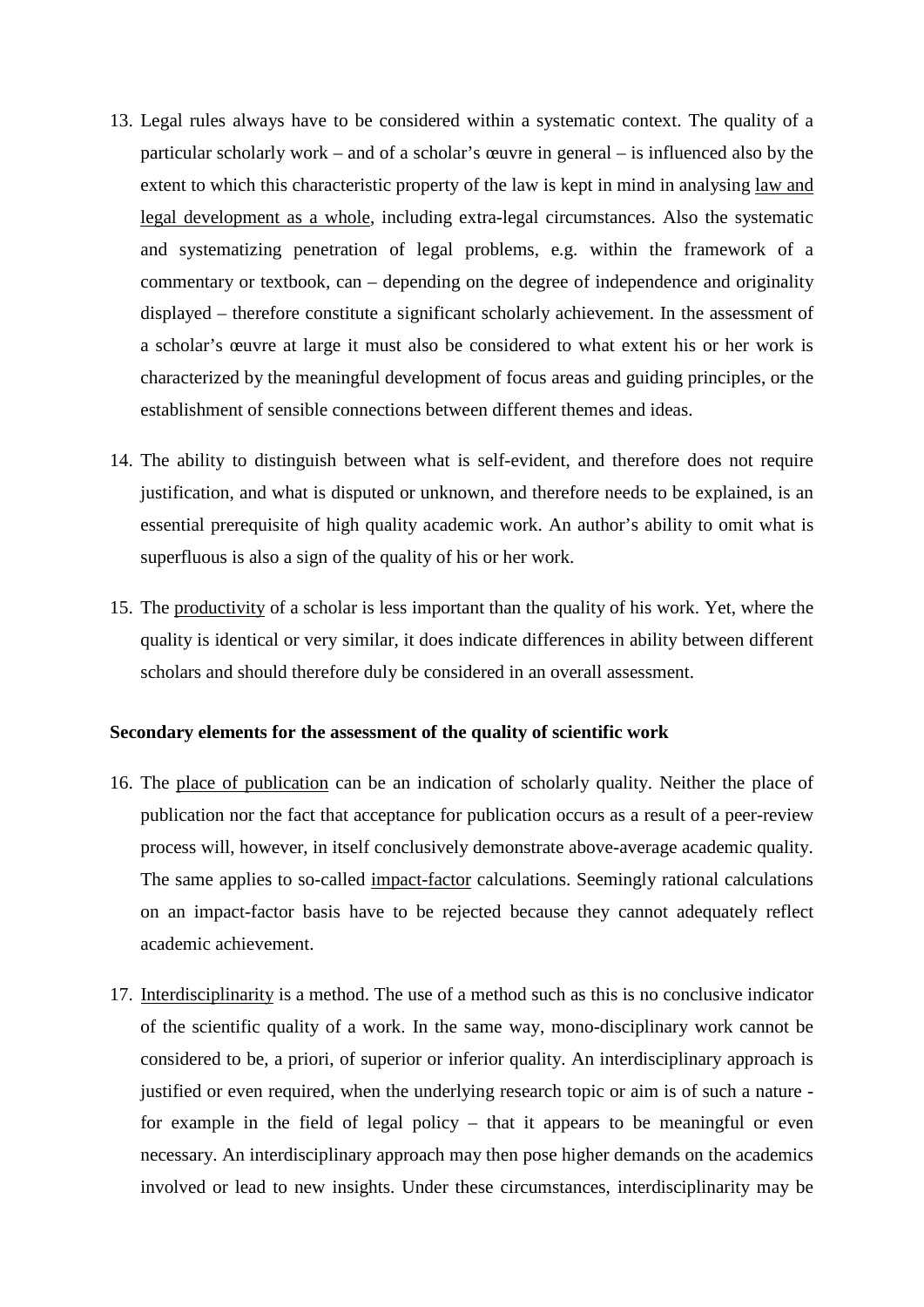13. Legal rules always have to be considered within a systematic context. The quality of a particular scholarly work – and of a scholar's œuvre in general – is influenced also by the extent to which this characteristic property of the law is kept in mind in analysing <u>law and legal development as a whole</u>, including extra-legal circumstances. Also the systematic and systematizing penetration of legal problems, e.g. within the framework of a commentary or textbook, can – depending on the degree of independence and originality displayed – therefore constitute a significant scholarly achievement. In the assessment of a scholar's œuvre at large it must also be considered to what extent his or her work is characterized by the meaningful development of focus areas and guiding principles, or the establishment of sensible connections between different themes and ideas.

14. The ability to distinguish between what is self-evident, and therefore does not require justification, and what is disputed or unknown, and therefore needs to be explained, is an essential prerequisite of high quality academic work. An author's ability to omit what is superfluous is also a sign of the quality of his or her work.

15. The <u>productivity</u> of a scholar is less important than the quality of his work. Yet, where the quality is identical or very similar, it does indicate differences in ability between different scholars and should therefore duly be considered in an overall assessment.

**Secondary elements for the assessment of the quality of scientific work**

16. The <u>place of publication</u> can be an indication of scholarly quality. Neither the place of publication nor the fact that acceptance for publication occurs as a result of a peer-review process will, however, in itself conclusively demonstrate above-average academic quality. The same applies to so-called <u>impact-factor</u> calculations. Seemingly rational calculations on an impact-factor basis have to be rejected because they cannot adequately reflect academic achievement.

17. <u>Interdisciplinarity</u> is a method. The use of a method such as this is no conclusive indicator of the scientific quality of a work. In the same way, mono-disciplinary work cannot be considered to be, a priori, of superior or inferior quality. An interdisciplinary approach is justified or even required, when the underlying research topic or aim is of such a nature - for example in the field of legal policy – that it appears to be meaningful or even necessary. An interdisciplinary approach may then pose higher demands on the academics involved or lead to new insights. Under these circumstances, interdisciplinarity may be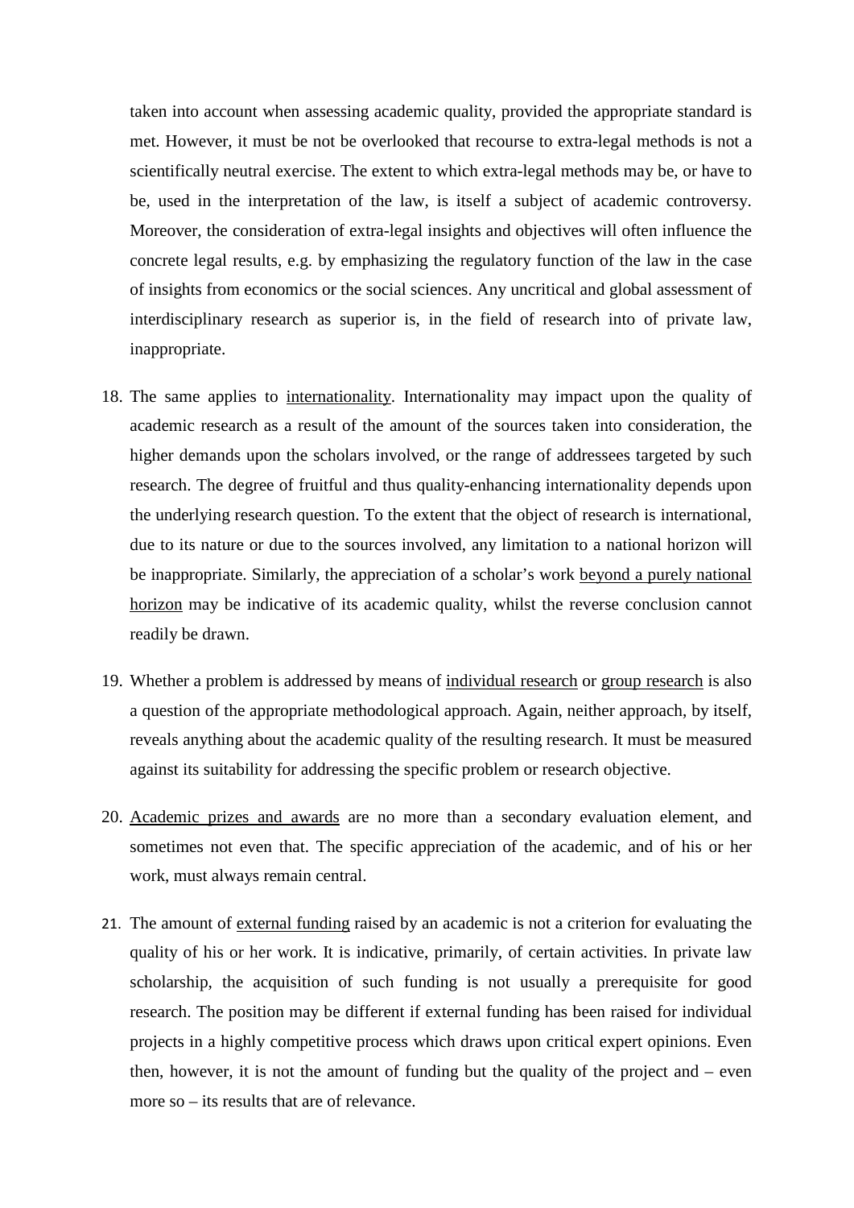taken into account when assessing academic quality, provided the appropriate standard is met. However, it must be not be overlooked that recourse to extra-legal methods is not a scientifically neutral exercise. The extent to which extra-legal methods may be, or have to be, used in the interpretation of the law, is itself a subject of academic controversy. Moreover, the consideration of extra-legal insights and objectives will often influence the concrete legal results, e.g. by emphasizing the regulatory function of the law in the case of insights from economics or the social sciences. Any uncritical and global assessment of interdisciplinary research as superior is, in the field of research into of private law, inappropriate.

18. The same applies to internationality. Internationality may impact upon the quality of academic research as a result of the amount of the sources taken into consideration, the higher demands upon the scholars involved, or the range of addressees targeted by such research. The degree of fruitful and thus quality-enhancing internationality depends upon the underlying research question. To the extent that the object of research is international, due to its nature or due to the sources involved, any limitation to a national horizon will be inappropriate. Similarly, the appreciation of a scholar's work beyond a purely national horizon may be indicative of its academic quality, whilst the reverse conclusion cannot readily be drawn.

19. Whether a problem is addressed by means of individual research or group research is also a question of the appropriate methodological approach. Again, neither approach, by itself, reveals anything about the academic quality of the resulting research. It must be measured against its suitability for addressing the specific problem or research objective.

20. Academic prizes and awards are no more than a secondary evaluation element, and sometimes not even that. The specific appreciation of the academic, and of his or her work, must always remain central.

21. The amount of external funding raised by an academic is not a criterion for evaluating the quality of his or her work. It is indicative, primarily, of certain activities. In private law scholarship, the acquisition of such funding is not usually a prerequisite for good research. The position may be different if external funding has been raised for individual projects in a highly competitive process which draws upon critical expert opinions. Even then, however, it is not the amount of funding but the quality of the project and – even more so – its results that are of relevance.